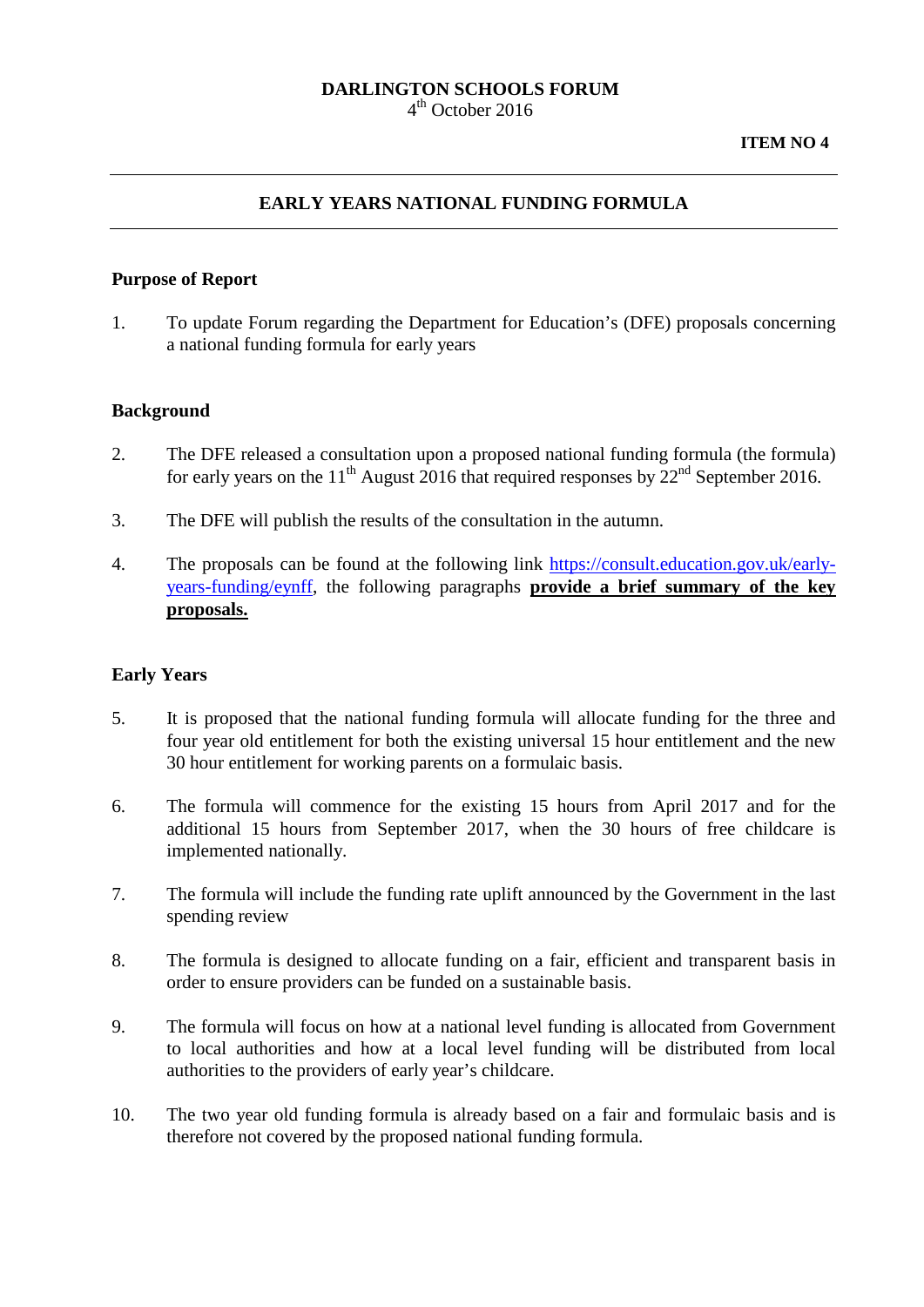**DARLINGTON SCHOOLS FORUM**
4th October 2016

**ITEM NO 4**

---

## EARLY YEARS NATIONAL FUNDING FORMULA

---

### Purpose of Report

1. To update Forum regarding the Department for Education's (DFE) proposals concerning a national funding formula for early years

### Background

2. The DFE released a consultation upon a proposed national funding formula (the formula) for early years on the 11th August 2016 that required responses by 22nd September 2016.

3. The DFE will publish the results of the consultation in the autumn.

4. The proposals can be found at the following link https://consult.education.gov.uk/early-years-funding/eynff, the following paragraphs **provide a brief summary of the key proposals.**

### Early Years

5. It is proposed that the national funding formula will allocate funding for the three and four year old entitlement for both the existing universal 15 hour entitlement and the new 30 hour entitlement for working parents on a formulaic basis.

6. The formula will commence for the existing 15 hours from April 2017 and for the additional 15 hours from September 2017, when the 30 hours of free childcare is implemented nationally.

7. The formula will include the funding rate uplift announced by the Government in the last spending review

8. The formula is designed to allocate funding on a fair, efficient and transparent basis in order to ensure providers can be funded on a sustainable basis.

9. The formula will focus on how at a national level funding is allocated from Government to local authorities and how at a local level funding will be distributed from local authorities to the providers of early year's childcare.

10. The two year old funding formula is already based on a fair and formulaic basis and is therefore not covered by the proposed national funding formula.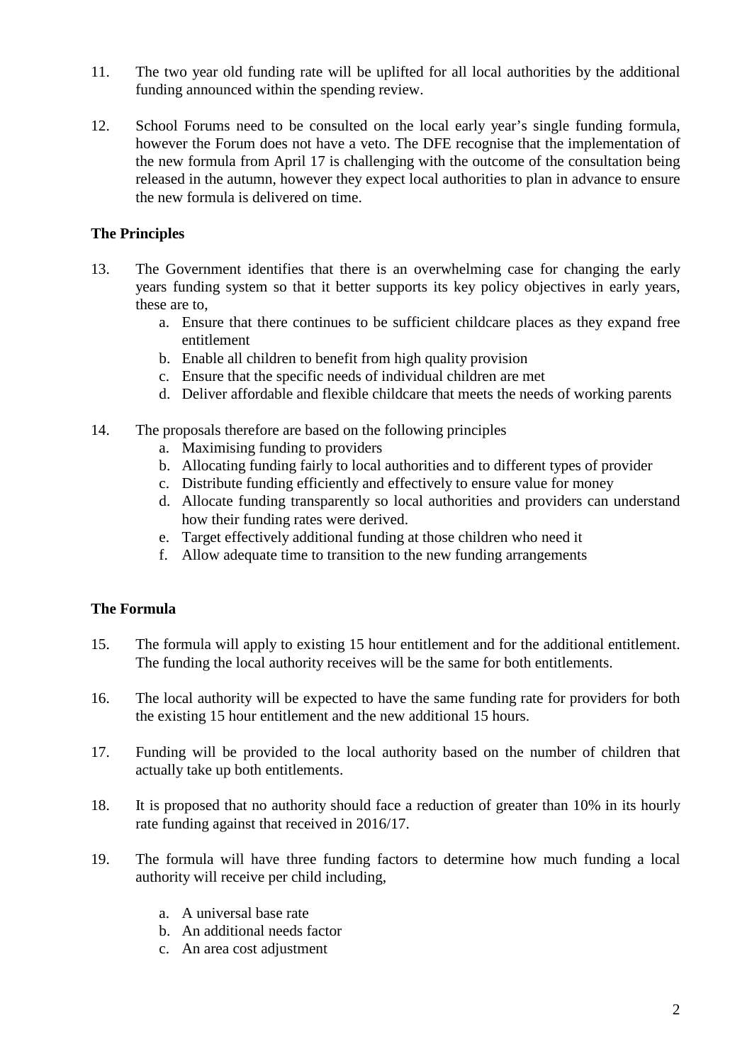11. The two year old funding rate will be uplifted for all local authorities by the additional funding announced within the spending review.

12. School Forums need to be consulted on the local early year's single funding formula, however the Forum does not have a veto. The DFE recognise that the implementation of the new formula from April 17 is challenging with the outcome of the consultation being released in the autumn, however they expect local authorities to plan in advance to ensure the new formula is delivered on time.

**The Principles**

13. The Government identifies that there is an overwhelming case for changing the early years funding system so that it better supports its key policy objectives in early years, these are to,
    a. Ensure that there continues to be sufficient childcare places as they expand free entitlement
    b. Enable all children to benefit from high quality provision
    c. Ensure that the specific needs of individual children are met
    d. Deliver affordable and flexible childcare that meets the needs of working parents

14. The proposals therefore are based on the following principles
    a. Maximising funding to providers
    b. Allocating funding fairly to local authorities and to different types of provider
    c. Distribute funding efficiently and effectively to ensure value for money
    d. Allocate funding transparently so local authorities and providers can understand how their funding rates were derived.
    e. Target effectively additional funding at those children who need it
    f. Allow adequate time to transition to the new funding arrangements

**The Formula**

15. The formula will apply to existing 15 hour entitlement and for the additional entitlement. The funding the local authority receives will be the same for both entitlements.

16. The local authority will be expected to have the same funding rate for providers for both the existing 15 hour entitlement and the new additional 15 hours.

17. Funding will be provided to the local authority based on the number of children that actually take up both entitlements.

18. It is proposed that no authority should face a reduction of greater than 10% in its hourly rate funding against that received in 2016/17.

19. The formula will have three funding factors to determine how much funding a local authority will receive per child including,

    a. A universal base rate
    b. An additional needs factor
    c. An area cost adjustment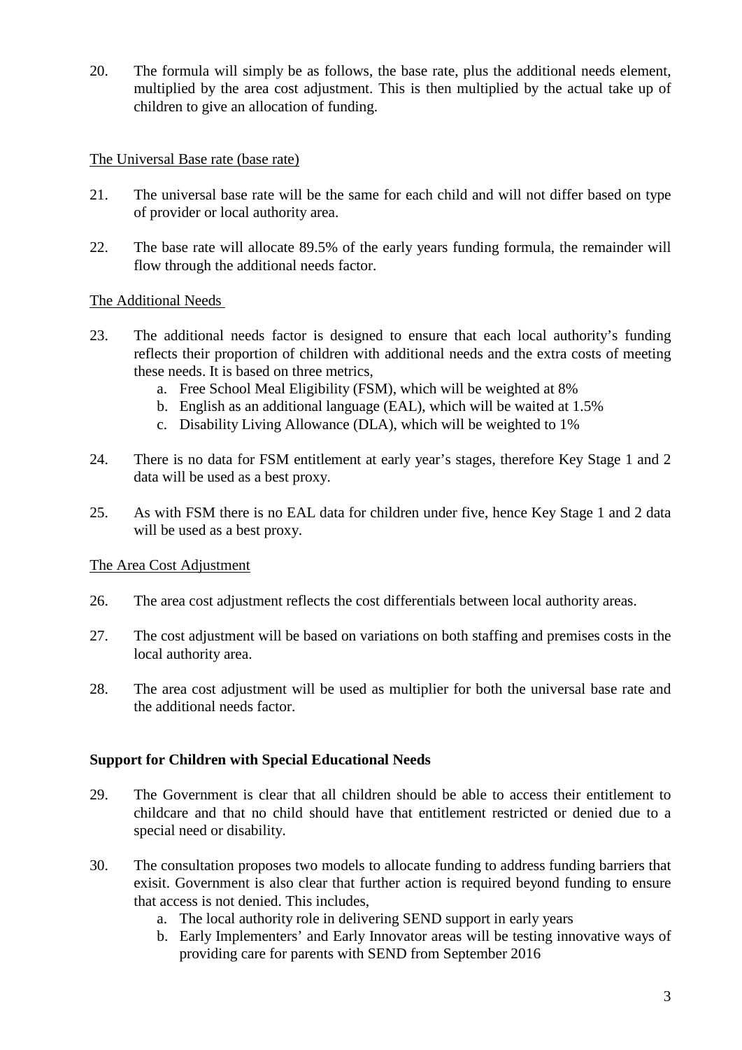20. The formula will simply be as follows, the base rate, plus the additional needs element, multiplied by the area cost adjustment. This is then multiplied by the actual take up of children to give an allocation of funding.

The Universal Base rate (base rate)

21. The universal base rate will be the same for each child and will not differ based on type of provider or local authority area.

22. The base rate will allocate 89.5% of the early years funding formula, the remainder will flow through the additional needs factor.

The Additional Needs

23. The additional needs factor is designed to ensure that each local authority's funding reflects their proportion of children with additional needs and the extra costs of meeting these needs. It is based on three metrics,
    a. Free School Meal Eligibility (FSM), which will be weighted at 8%
    b. English as an additional language (EAL), which will be waited at 1.5%
    c. Disability Living Allowance (DLA), which will be weighted to 1%

24. There is no data for FSM entitlement at early year's stages, therefore Key Stage 1 and 2 data will be used as a best proxy.

25. As with FSM there is no EAL data for children under five, hence Key Stage 1 and 2 data will be used as a best proxy.

The Area Cost Adjustment

26. The area cost adjustment reflects the cost differentials between local authority areas.

27. The cost adjustment will be based on variations on both staffing and premises costs in the local authority area.

28. The area cost adjustment will be used as multiplier for both the universal base rate and the additional needs factor.

**Support for Children with Special Educational Needs**

29. The Government is clear that all children should be able to access their entitlement to childcare and that no child should have that entitlement restricted or denied due to a special need or disability.

30. The consultation proposes two models to allocate funding to address funding barriers that exisit. Government is also clear that further action is required beyond funding to ensure that access is not denied. This includes,
    a. The local authority role in delivering SEND support in early years
    b. Early Implementers' and Early Innovator areas will be testing innovative ways of providing care for parents with SEND from September 2016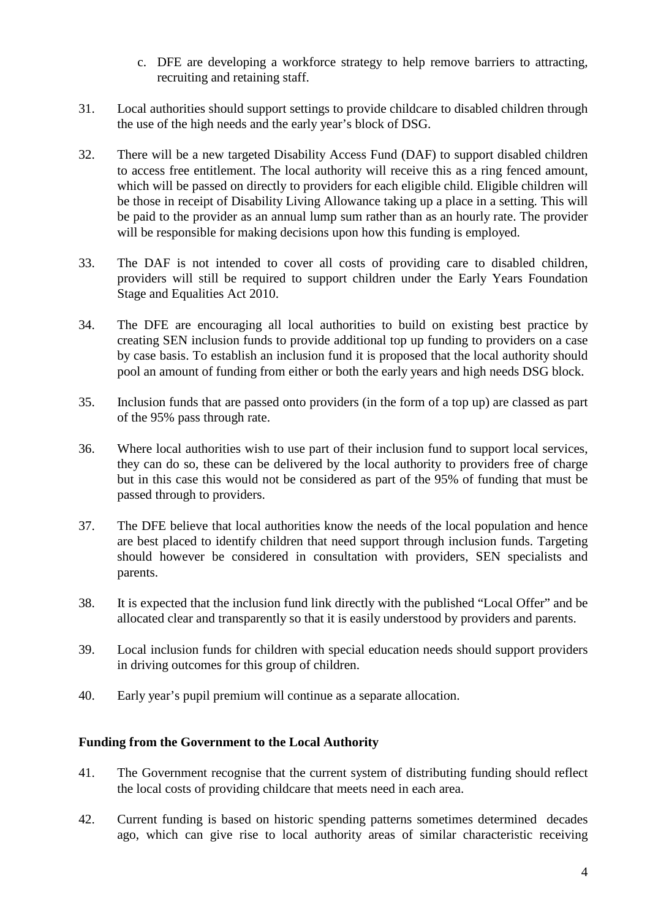c. DFE are developing a workforce strategy to help remove barriers to attracting, recruiting and retaining staff.

31. Local authorities should support settings to provide childcare to disabled children through the use of the high needs and the early year's block of DSG.

32. There will be a new targeted Disability Access Fund (DAF) to support disabled children to access free entitlement. The local authority will receive this as a ring fenced amount, which will be passed on directly to providers for each eligible child. Eligible children will be those in receipt of Disability Living Allowance taking up a place in a setting. This will be paid to the provider as an annual lump sum rather than as an hourly rate. The provider will be responsible for making decisions upon how this funding is employed.

33. The DAF is not intended to cover all costs of providing care to disabled children, providers will still be required to support children under the Early Years Foundation Stage and Equalities Act 2010.

34. The DFE are encouraging all local authorities to build on existing best practice by creating SEN inclusion funds to provide additional top up funding to providers on a case by case basis. To establish an inclusion fund it is proposed that the local authority should pool an amount of funding from either or both the early years and high needs DSG block.

35. Inclusion funds that are passed onto providers (in the form of a top up) are classed as part of the 95% pass through rate.

36. Where local authorities wish to use part of their inclusion fund to support local services, they can do so, these can be delivered by the local authority to providers free of charge but in this case this would not be considered as part of the 95% of funding that must be passed through to providers.

37. The DFE believe that local authorities know the needs of the local population and hence are best placed to identify children that need support through inclusion funds. Targeting should however be considered in consultation with providers, SEN specialists and parents.

38. It is expected that the inclusion fund link directly with the published "Local Offer" and be allocated clear and transparently so that it is easily understood by providers and parents.

39. Local inclusion funds for children with special education needs should support providers in driving outcomes for this group of children.

40. Early year's pupil premium will continue as a separate allocation.

**Funding from the Government to the Local Authority**

41. The Government recognise that the current system of distributing funding should reflect the local costs of providing childcare that meets need in each area.

42. Current funding is based on historic spending patterns sometimes determined decades ago, which can give rise to local authority areas of similar characteristic receiving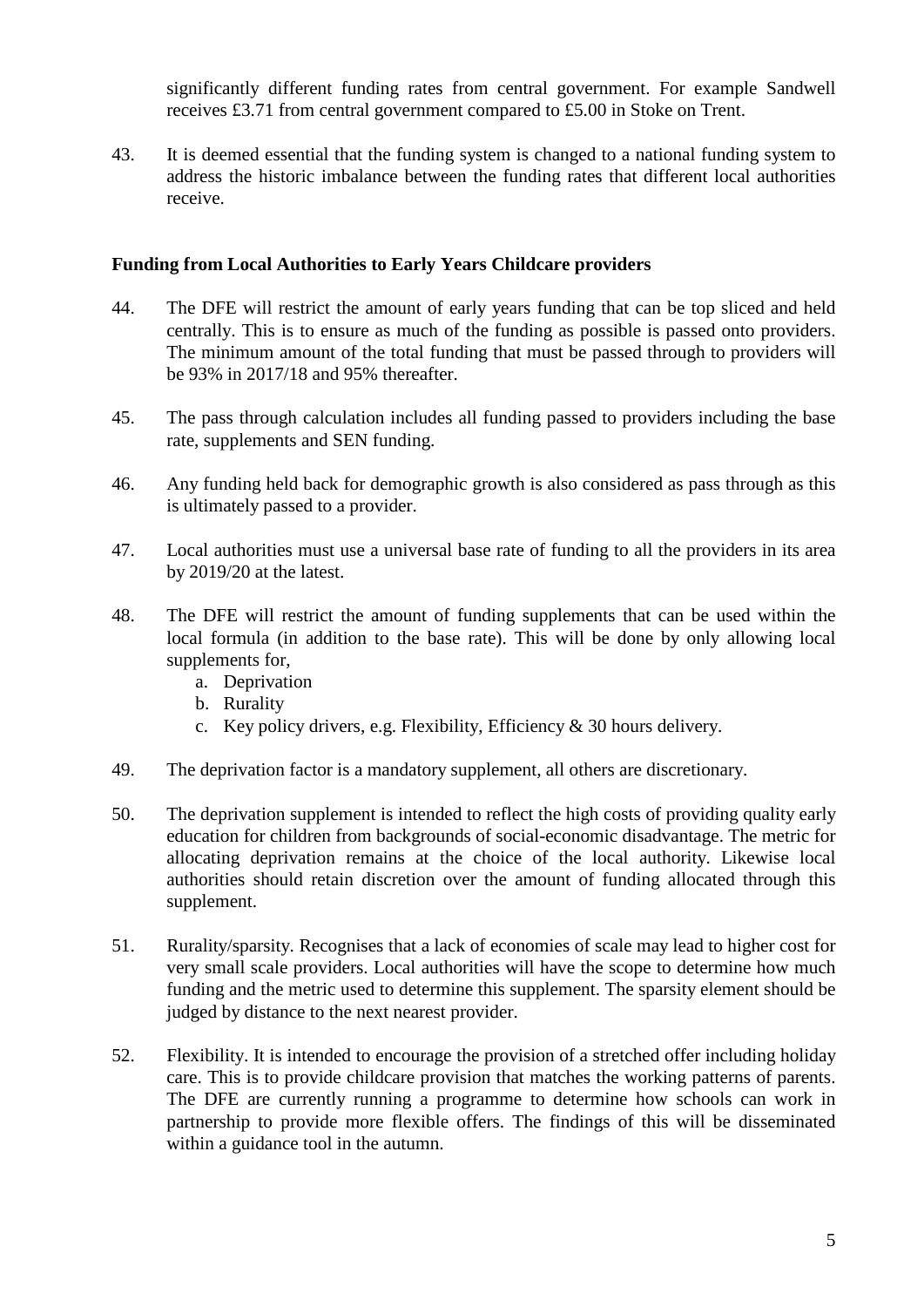significantly different funding rates from central government. For example Sandwell receives £3.71 from central government compared to £5.00 in Stoke on Trent.

43. It is deemed essential that the funding system is changed to a national funding system to address the historic imbalance between the funding rates that different local authorities receive.

**Funding from Local Authorities to Early Years Childcare providers**

44. The DFE will restrict the amount of early years funding that can be top sliced and held centrally. This is to ensure as much of the funding as possible is passed onto providers. The minimum amount of the total funding that must be passed through to providers will be 93% in 2017/18 and 95% thereafter.

45. The pass through calculation includes all funding passed to providers including the base rate, supplements and SEN funding.

46. Any funding held back for demographic growth is also considered as pass through as this is ultimately passed to a provider.

47. Local authorities must use a universal base rate of funding to all the providers in its area by 2019/20 at the latest.

48. The DFE will restrict the amount of funding supplements that can be used within the local formula (in addition to the base rate). This will be done by only allowing local supplements for,
    a. Deprivation
    b. Rurality
    c. Key policy drivers, e.g. Flexibility, Efficiency & 30 hours delivery.

49. The deprivation factor is a mandatory supplement, all others are discretionary.

50. The deprivation supplement is intended to reflect the high costs of providing quality early education for children from backgrounds of social-economic disadvantage. The metric for allocating deprivation remains at the choice of the local authority. Likewise local authorities should retain discretion over the amount of funding allocated through this supplement.

51. Rurality/sparsity. Recognises that a lack of economies of scale may lead to higher cost for very small scale providers. Local authorities will have the scope to determine how much funding and the metric used to determine this supplement. The sparsity element should be judged by distance to the next nearest provider.

52. Flexibility. It is intended to encourage the provision of a stretched offer including holiday care. This is to provide childcare provision that matches the working patterns of parents. The DFE are currently running a programme to determine how schools can work in partnership to provide more flexible offers. The findings of this will be disseminated within a guidance tool in the autumn.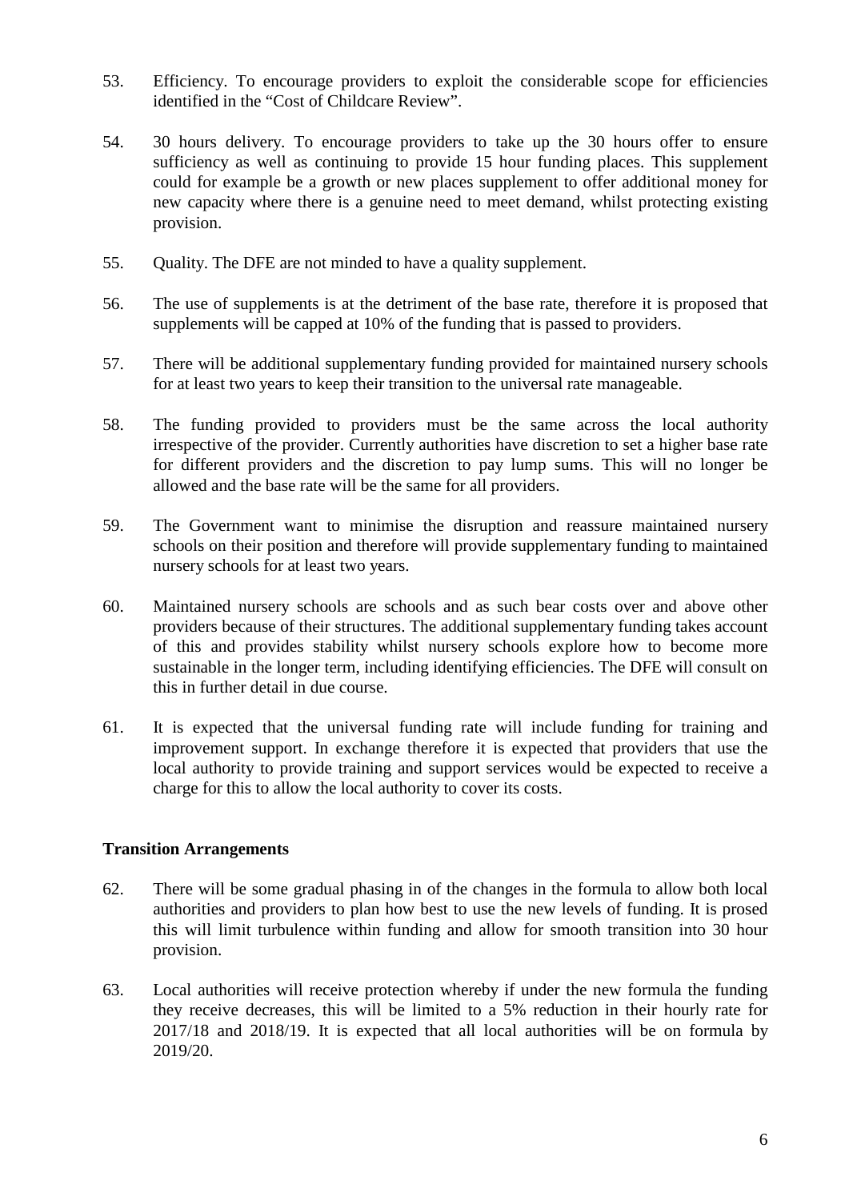53. Efficiency. To encourage providers to exploit the considerable scope for efficiencies identified in the "Cost of Childcare Review".

54. 30 hours delivery. To encourage providers to take up the 30 hours offer to ensure sufficiency as well as continuing to provide 15 hour funding places. This supplement could for example be a growth or new places supplement to offer additional money for new capacity where there is a genuine need to meet demand, whilst protecting existing provision.

55. Quality. The DFE are not minded to have a quality supplement.

56. The use of supplements is at the detriment of the base rate, therefore it is proposed that supplements will be capped at 10% of the funding that is passed to providers.

57. There will be additional supplementary funding provided for maintained nursery schools for at least two years to keep their transition to the universal rate manageable.

58. The funding provided to providers must be the same across the local authority irrespective of the provider. Currently authorities have discretion to set a higher base rate for different providers and the discretion to pay lump sums. This will no longer be allowed and the base rate will be the same for all providers.

59. The Government want to minimise the disruption and reassure maintained nursery schools on their position and therefore will provide supplementary funding to maintained nursery schools for at least two years.

60. Maintained nursery schools are schools and as such bear costs over and above other providers because of their structures. The additional supplementary funding takes account of this and provides stability whilst nursery schools explore how to become more sustainable in the longer term, including identifying efficiencies. The DFE will consult on this in further detail in due course.

61. It is expected that the universal funding rate will include funding for training and improvement support. In exchange therefore it is expected that providers that use the local authority to provide training and support services would be expected to receive a charge for this to allow the local authority to cover its costs.

**Transition Arrangements**

62. There will be some gradual phasing in of the changes in the formula to allow both local authorities and providers to plan how best to use the new levels of funding. It is prosed this will limit turbulence within funding and allow for smooth transition into 30 hour provision.

63. Local authorities will receive protection whereby if under the new formula the funding they receive decreases, this will be limited to a 5% reduction in their hourly rate for 2017/18 and 2018/19. It is expected that all local authorities will be on formula by 2019/20.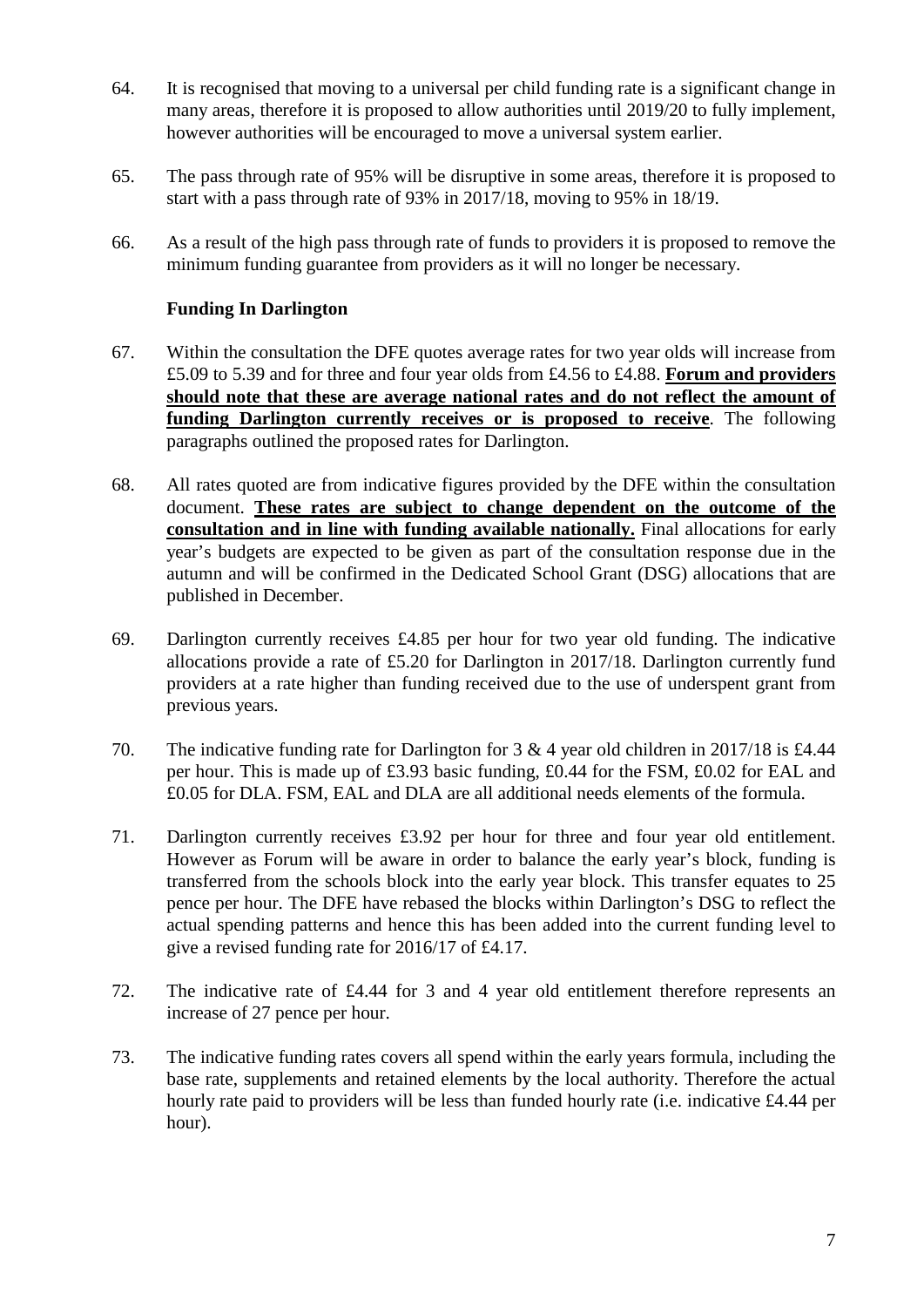64. It is recognised that moving to a universal per child funding rate is a significant change in many areas, therefore it is proposed to allow authorities until 2019/20 to fully implement, however authorities will be encouraged to move a universal system earlier.

65. The pass through rate of 95% will be disruptive in some areas, therefore it is proposed to start with a pass through rate of 93% in 2017/18, moving to 95% in 18/19.

66. As a result of the high pass through rate of funds to providers it is proposed to remove the minimum funding guarantee from providers as it will no longer be necessary.

### Funding In Darlington

67. Within the consultation the DFE quotes average rates for two year olds will increase from £5.09 to 5.39 and for three and four year olds from £4.56 to £4.88. **Forum and providers should note that these are average national rates and do not reflect the amount of funding Darlington currently receives or is proposed to receive**. The following paragraphs outlined the proposed rates for Darlington.

68. All rates quoted are from indicative figures provided by the DFE within the consultation document. **These rates are subject to change dependent on the outcome of the consultation and in line with funding available nationally.** Final allocations for early year's budgets are expected to be given as part of the consultation response due in the autumn and will be confirmed in the Dedicated School Grant (DSG) allocations that are published in December.

69. Darlington currently receives £4.85 per hour for two year old funding. The indicative allocations provide a rate of £5.20 for Darlington in 2017/18. Darlington currently fund providers at a rate higher than funding received due to the use of underspent grant from previous years.

70. The indicative funding rate for Darlington for 3 & 4 year old children in 2017/18 is £4.44 per hour. This is made up of £3.93 basic funding, £0.44 for the FSM, £0.02 for EAL and £0.05 for DLA. FSM, EAL and DLA are all additional needs elements of the formula.

71. Darlington currently receives £3.92 per hour for three and four year old entitlement. However as Forum will be aware in order to balance the early year's block, funding is transferred from the schools block into the early year block. This transfer equates to 25 pence per hour. The DFE have rebased the blocks within Darlington's DSG to reflect the actual spending patterns and hence this has been added into the current funding level to give a revised funding rate for 2016/17 of £4.17.

72. The indicative rate of £4.44 for 3 and 4 year old entitlement therefore represents an increase of 27 pence per hour.

73. The indicative funding rates covers all spend within the early years formula, including the base rate, supplements and retained elements by the local authority. Therefore the actual hourly rate paid to providers will be less than funded hourly rate (i.e. indicative £4.44 per hour).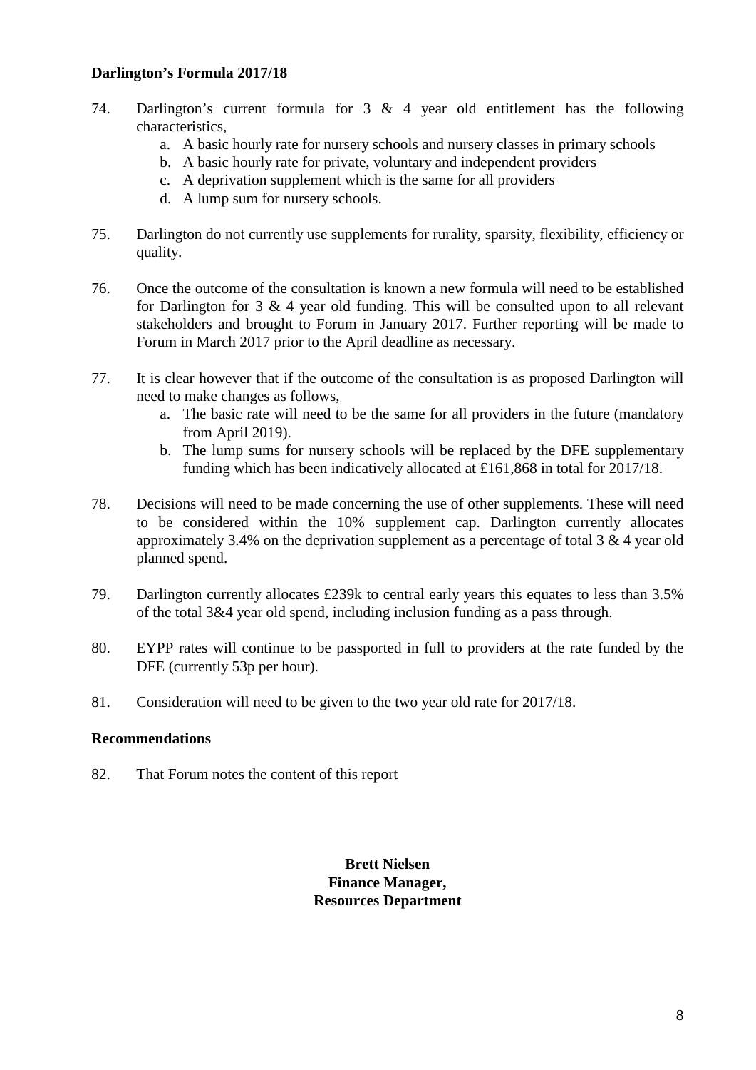**Darlington's Formula 2017/18**

74. Darlington's current formula for 3 & 4 year old entitlement has the following characteristics,
    a. A basic hourly rate for nursery schools and nursery classes in primary schools
    b. A basic hourly rate for private, voluntary and independent providers
    c. A deprivation supplement which is the same for all providers
    d. A lump sum for nursery schools.

75. Darlington do not currently use supplements for rurality, sparsity, flexibility, efficiency or quality.

76. Once the outcome of the consultation is known a new formula will need to be established for Darlington for 3 & 4 year old funding. This will be consulted upon to all relevant stakeholders and brought to Forum in January 2017. Further reporting will be made to Forum in March 2017 prior to the April deadline as necessary.

77. It is clear however that if the outcome of the consultation is as proposed Darlington will need to make changes as follows,
    a. The basic rate will need to be the same for all providers in the future (mandatory from April 2019).
    b. The lump sums for nursery schools will be replaced by the DFE supplementary funding which has been indicatively allocated at £161,868 in total for 2017/18.

78. Decisions will need to be made concerning the use of other supplements. These will need to be considered within the 10% supplement cap. Darlington currently allocates approximately 3.4% on the deprivation supplement as a percentage of total 3 & 4 year old planned spend.

79. Darlington currently allocates £239k to central early years this equates to less than 3.5% of the total 3&4 year old spend, including inclusion funding as a pass through.

80. EYPP rates will continue to be passported in full to providers at the rate funded by the DFE (currently 53p per hour).

81. Consideration will need to be given to the two year old rate for 2017/18.

**Recommendations**

82. That Forum notes the content of this report

**Brett Nielsen**
**Finance Manager,**
**Resources Department**